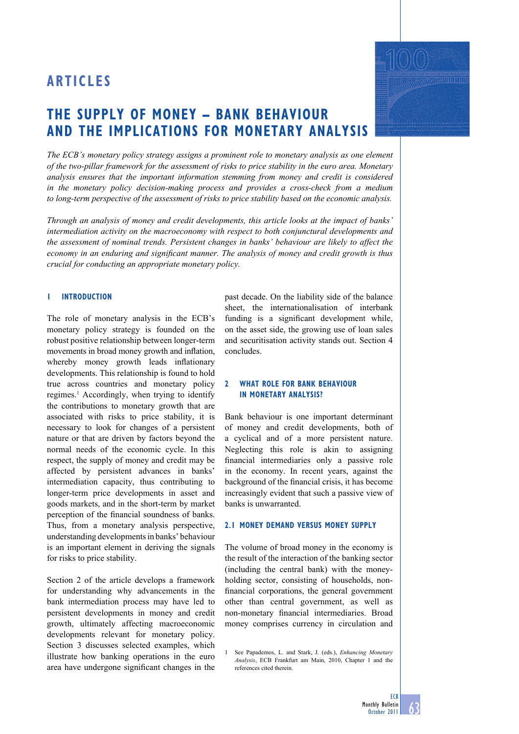# ARTICLES

# THE SUPPLY OF MONEY – BANK BEHAVIOUR AND THE IMPLICATIONS FOR MONETARY ANALYSIS

*The ECB's monetary policy strategy assigns a prominent role to monetary analysis as one element of the two-pillar framework for the assessment of risks to price stability in the euro area. Monetary analysis ensures that the important information stemming from money and credit is considered in the monetary policy decision-making process and provides a cross-check from a medium to long-term perspective of the assessment of risks to price stability based on the economic analysis.*

*Through an analysis of money and credit developments, this article looks at the impact of banks' intermediation activity on the macroeconomy with respect to both conjunctural developments and the assessment of nominal trends. Persistent changes in banks' behaviour are likely to affect the economy in an enduring and significant manner. The analysis of money and credit growth is thus crucial for conducting an appropriate monetary policy.*

## 1 INTRODUCTION

The role of monetary analysis in the ECB's monetary policy strategy is founded on the robust positive relationship between longer-term movements in broad money growth and inflation, whereby money growth leads inflationary developments. This relationship is found to hold true across countries and monetary policy regimes.[1] Accordingly, when trying to identify the contributions to monetary growth that are associated with risks to price stability, it is necessary to look for changes of a persistent nature or that are driven by factors beyond the normal needs of the economic cycle. In this respect, the supply of money and credit may be affected by persistent advances in banks' intermediation capacity, thus contributing to longer-term price developments in asset and goods markets, and in the short-term by market perception of the financial soundness of banks. Thus, from a monetary analysis perspective, understanding developments in banks' behaviour is an important element in deriving the signals for risks to price stability.

Section 2 of the article develops a framework for understanding why advancements in the bank intermediation process may have led to persistent developments in money and credit growth, ultimately affecting macroeconomic developments relevant for monetary policy. Section 3 discusses selected examples, which illustrate how banking operations in the euro area have undergone significant changes in the past decade. On the liability side of the balance sheet, the internationalisation of interbank funding is a significant development while, on the asset side, the growing use of loan sales and securitisation activity stands out. Section 4 concludes.

## 2 WHAT ROLE FOR BANK BEHAVIOUR IN MONETARY ANALYSIS?

Bank behaviour is one important determinant of money and credit developments, both of a cyclical and of a more persistent nature. Neglecting this role is akin to assigning financial intermediaries only a passive role in the economy. In recent years, against the background of the financial crisis, it has become increasingly evident that such a passive view of banks is unwarranted.

### 2.1 MONEY DEMAND VERSUS MONEY SUPPLY

The volume of broad money in the economy is the result of the interaction of the banking sector (including the central bank) with the money-holding sector, consisting of households, non-financial corporations, the general government other than central government, as well as non-monetary financial intermediaries. Broad money comprises currency in circulation and

1 See Papademos, L. and Stark, J. (eds.), *Enhancing Monetary Analysis*, ECB Frankfurt am Main, 2010, Chapter 1 and the references cited therein.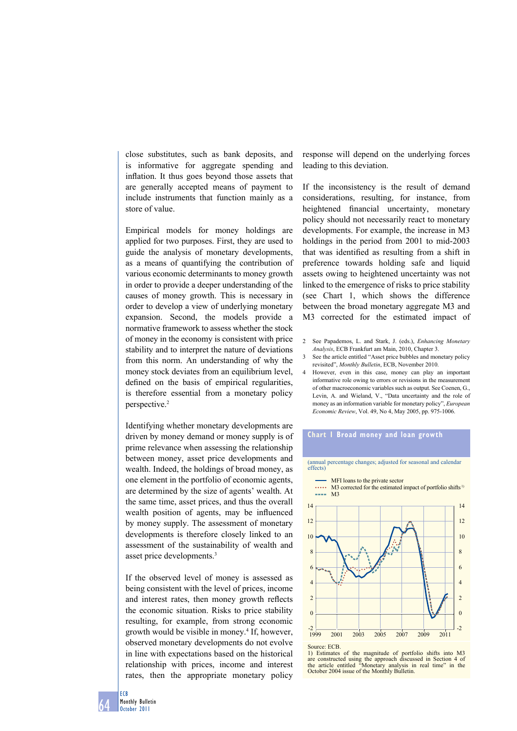close substitutes, such as bank deposits, and is informative for aggregate spending and inflation. It thus goes beyond those assets that are generally accepted means of payment to include instruments that function mainly as a store of value.

Empirical models for money holdings are applied for two purposes. First, they are used to guide the analysis of monetary developments, as a means of quantifying the contribution of various economic determinants to money growth in order to provide a deeper understanding of the causes of money growth. This is necessary in order to develop a view of underlying monetary expansion. Second, the models provide a normative framework to assess whether the stock of money in the economy is consistent with price stability and to interpret the nature of deviations from this norm. An understanding of why the money stock deviates from an equilibrium level, defined on the basis of empirical regularities, is therefore essential from a monetary policy perspective.[2]

Identifying whether monetary developments are driven by money demand or money supply is of prime relevance when assessing the relationship between money, asset price developments and wealth. Indeed, the holdings of broad money, as one element in the portfolio of economic agents, are determined by the size of agents' wealth. At the same time, asset prices, and thus the overall wealth position of agents, may be influenced by money supply. The assessment of monetary developments is therefore closely linked to an assessment of the sustainability of wealth and asset price developments.[3]

If the observed level of money is assessed as being consistent with the level of prices, income and interest rates, then money growth reflects the economic situation. Risks to price stability resulting, for example, from strong economic growth would be visible in money.[4] If, however, observed monetary developments do not evolve in line with expectations based on the historical relationship with prices, income and interest rates, then the appropriate monetary policy response will depend on the underlying forces leading to this deviation.

If the inconsistency is the result of demand considerations, resulting, for instance, from heightened financial uncertainty, monetary policy should not necessarily react to monetary developments. For example, the increase in M3 holdings in the period from 2001 to mid-2003 that was identified as resulting from a shift in preference towards holding safe and liquid assets owing to heightened uncertainty was not linked to the emergence of risks to price stability (see Chart 1, which shows the difference between the broad monetary aggregate M3 and M3 corrected for the estimated impact of

2 See Papademos, L. and Stark, J. (eds.), *Enhancing Monetary Analysis*, ECB Frankfurt am Main, 2010, Chapter 3.

3 See the article entitled "Asset price bubbles and monetary policy revisited", *Monthly Bulletin*, ECB, November 2010.

4 However, even in this case, money can play an important informative role owing to errors or revisions in the measurement of other macroeconomic variables such as output. See Coenen, G., Levin, A. and Wieland, V., "Data uncertainty and the role of money as an information variable for monetary policy", *European Economic Review*, Vol. 49, No 4, May 2005, pp. 975-1006.

**Chart 1 Broad money and loan growth**

(annual percentage changes; adjusted for seasonal and calendar effects)

— MFI loans to the private sector
······ M3 corrected for the estimated impact of portfolio shifts 1)
---- M3

Source: ECB.
1) Estimates of the magnitude of portfolio shifts into M3 are constructed using the approach discussed in Section 4 of the article entitled "Monetary analysis in real time" in the October 2004 issue of the Monthly Bulletin.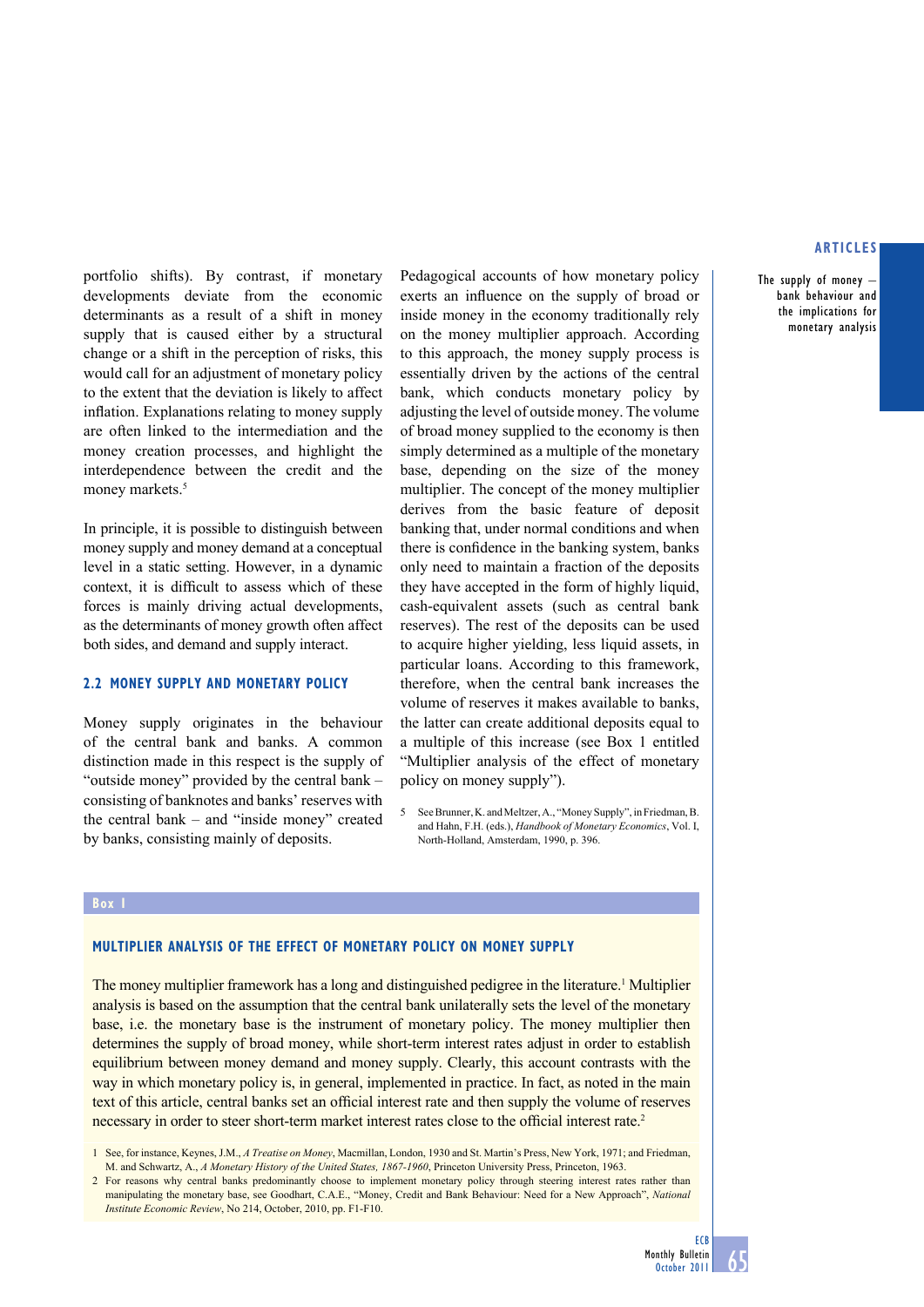portfolio shifts). By contrast, if monetary developments deviate from the economic determinants as a result of a shift in money supply that is caused either by a structural change or a shift in the perception of risks, this would call for an adjustment of monetary policy to the extent that the deviation is likely to affect inflation. Explanations relating to money supply are often linked to the intermediation and the money creation processes, and highlight the interdependence between the credit and the money markets.[5]

In principle, it is possible to distinguish between money supply and money demand at a conceptual level in a static setting. However, in a dynamic context, it is difficult to assess which of these forces is mainly driving actual developments, as the determinants of money growth often affect both sides, and demand and supply interact.

### 2.2 MONEY SUPPLY AND MONETARY POLICY

Money supply originates in the behaviour of the central bank and banks. A common distinction made in this respect is the supply of "outside money" provided by the central bank – consisting of banknotes and banks' reserves with the central bank – and "inside money" created by banks, consisting mainly of deposits.

Pedagogical accounts of how monetary policy exerts an influence on the supply of broad or inside money in the economy traditionally rely on the money multiplier approach. According to this approach, the money supply process is essentially driven by the actions of the central bank, which conducts monetary policy by adjusting the level of outside money. The volume of broad money supplied to the economy is then simply determined as a multiple of the monetary base, depending on the size of the money multiplier. The concept of the money multiplier derives from the basic feature of deposit banking that, under normal conditions and when there is confidence in the banking system, banks only need to maintain a fraction of the deposits they have accepted in the form of highly liquid, cash-equivalent assets (such as central bank reserves). The rest of the deposits can be used to acquire higher yielding, less liquid assets, in particular loans. According to this framework, therefore, when the central bank increases the volume of reserves it makes available to banks, the latter can create additional deposits equal to a multiple of this increase (see Box 1 entitled "Multiplier analysis of the effect of monetary policy on money supply").

5 See Brunner, K. and Meltzer, A., "Money Supply", in Friedman, B. and Hahn, F.H. (eds.), *Handbook of Monetary Economics*, Vol. I, North-Holland, Amsterdam, 1990, p. 396.

**Box 1**

### MULTIPLIER ANALYSIS OF THE EFFECT OF MONETARY POLICY ON MONEY SUPPLY

The money multiplier framework has a long and distinguished pedigree in the literature.[1] Multiplier analysis is based on the assumption that the central bank unilaterally sets the level of the monetary base, i.e. the monetary base is the instrument of monetary policy. The money multiplier then determines the supply of broad money, while short-term interest rates adjust in order to establish equilibrium between money demand and money supply. Clearly, this account contrasts with the way in which monetary policy is, in general, implemented in practice. In fact, as noted in the main text of this article, central banks set an official interest rate and then supply the volume of reserves necessary in order to steer short-term market interest rates close to the official interest rate.[2]

1 See, for instance, Keynes, J.M., *A Treatise on Money*, Macmillan, London, 1930 and St. Martin's Press, New York, 1971; and Friedman, M. and Schwartz, A., *A Monetary History of the United States, 1867-1960*, Princeton University Press, Princeton, 1963.

2 For reasons why central banks predominantly choose to implement monetary policy through steering interest rates rather than manipulating the monetary base, see Goodhart, C.A.E., "Money, Credit and Bank Behaviour: Need for a New Approach", *National Institute Economic Review*, No 214, October, 2010, pp. F1-F10.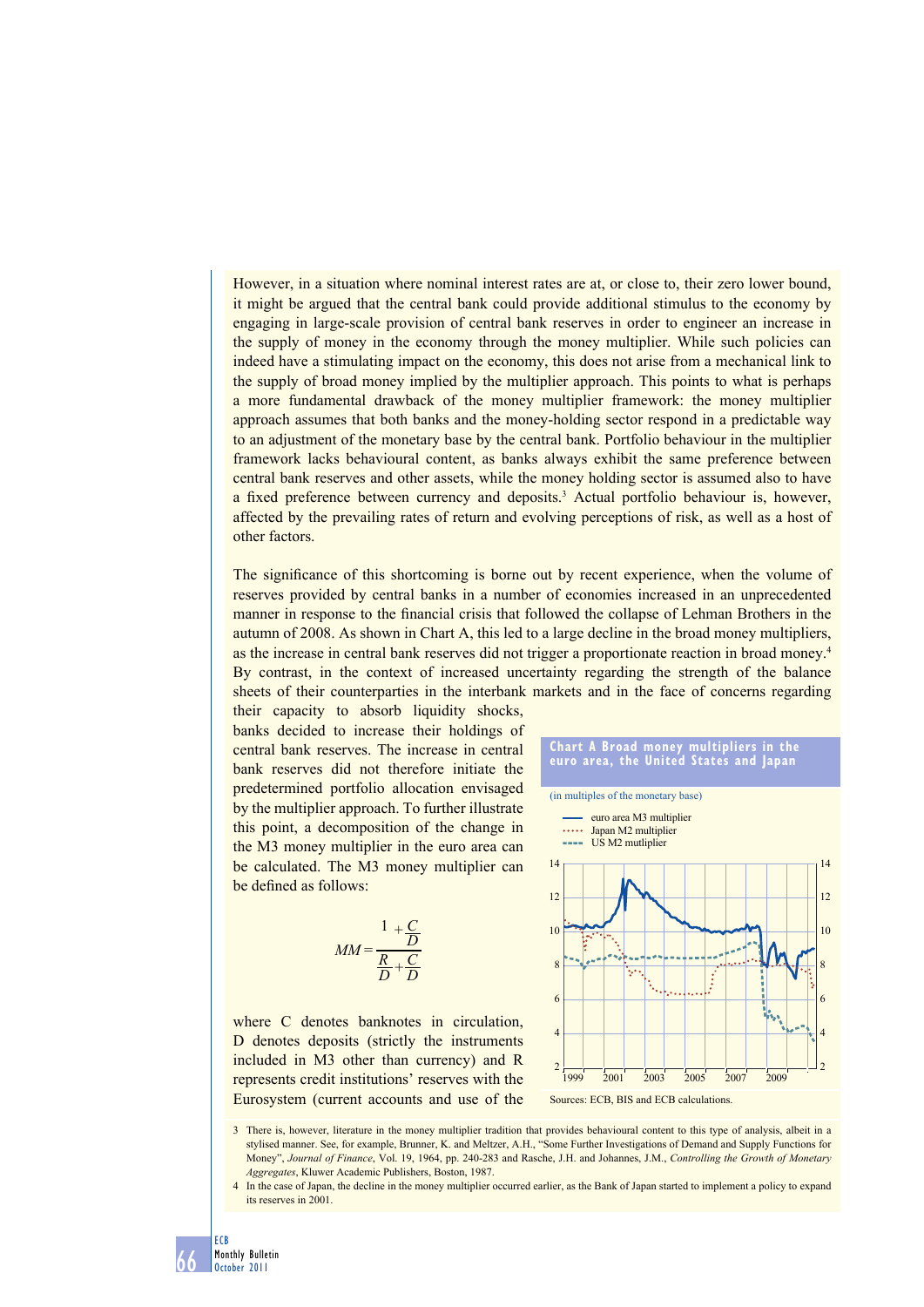However, in a situation where nominal interest rates are at, or close to, their zero lower bound, it might be argued that the central bank could provide additional stimulus to the economy by engaging in large-scale provision of central bank reserves in order to engineer an increase in the supply of money in the economy through the money multiplier. While such policies can indeed have a stimulating impact on the economy, this does not arise from a mechanical link to the supply of broad money implied by the multiplier approach. This points to what is perhaps a more fundamental drawback of the money multiplier framework: the money multiplier approach assumes that both banks and the money-holding sector respond in a predictable way to an adjustment of the monetary base by the central bank. Portfolio behaviour in the multiplier framework lacks behavioural content, as banks always exhibit the same preference between central bank reserves and other assets, while the money holding sector is assumed also to have a fixed preference between currency and deposits.[3] Actual portfolio behaviour is, however, affected by the prevailing rates of return and evolving perceptions of risk, as well as a host of other factors.

The significance of this shortcoming is borne out by recent experience, when the volume of reserves provided by central banks in a number of economies increased in an unprecedented manner in response to the financial crisis that followed the collapse of Lehman Brothers in the autumn of 2008. As shown in Chart A, this led to a large decline in the broad money multipliers, as the increase in central bank reserves did not trigger a proportionate reaction in broad money.[4] By contrast, in the context of increased uncertainty regarding the strength of the balance sheets of their counterparties in the interbank markets and in the face of concerns regarding their capacity to absorb liquidity shocks, banks decided to increase their holdings of central bank reserves. The increase in central bank reserves did not therefore initiate the predetermined portfolio allocation envisaged by the multiplier approach. To further illustrate this point, a decomposition of the change in the M3 money multiplier in the euro area can be calculated. The M3 money multiplier can be defined as follows:

$$MM = \frac{1 + \frac{C}{D}}{\frac{R}{D} + \frac{C}{D}}$$

where C denotes banknotes in circulation, D denotes deposits (strictly the instruments included in M3 other than currency) and R represents credit institutions' reserves with the Eurosystem (current accounts and use of the

**Chart A Broad money multipliers in the euro area, the United States and Japan**

(in multiples of the monetary base)

- euro area M3 multiplier
- Japan M2 multiplier
- US M2 mutliplier

Sources: ECB, BIS and ECB calculations.

---

3 There is, however, literature in the money multiplier tradition that provides behavioural content to this type of analysis, albeit in a stylised manner. See, for example, Brunner, K. and Meltzer, A.H., "Some Further Investigations of Demand and Supply Functions for Money", *Journal of Finance*, Vol. 19, 1964, pp. 240-283 and Rasche, J.H. and Johannes, J.M., *Controlling the Growth of Monetary Aggregates*, Kluwer Academic Publishers, Boston, 1987.

4 In the case of Japan, the decline in the money multiplier occurred earlier, as the Bank of Japan started to implement a policy to expand its reserves in 2001.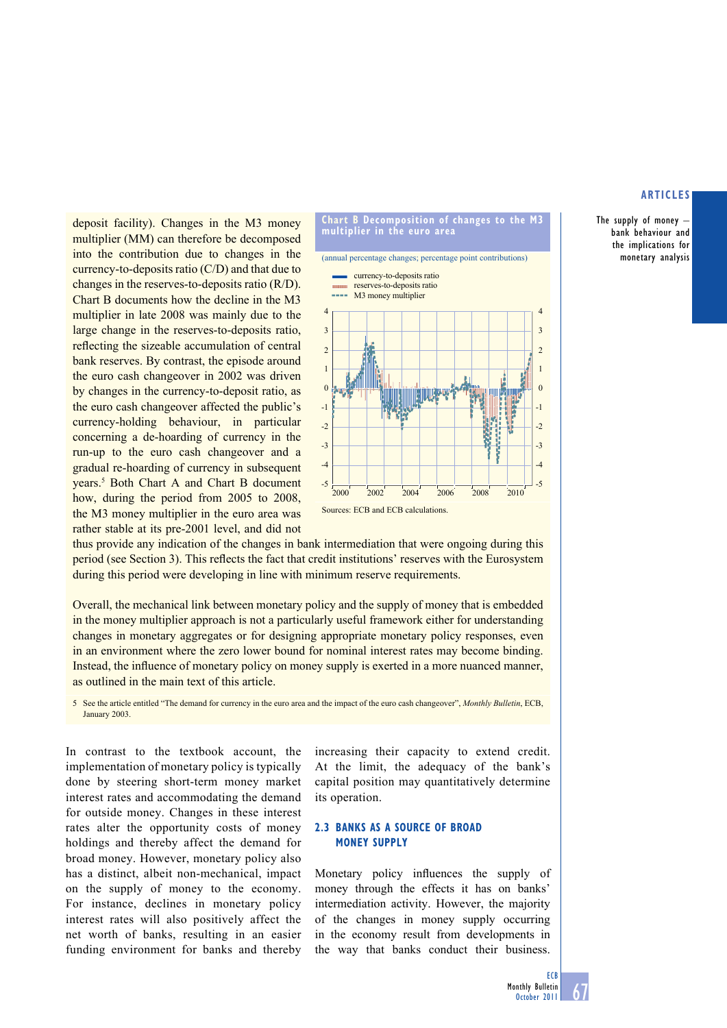deposit facility). Changes in the M3 money multiplier (MM) can therefore be decomposed into the contribution due to changes in the currency-to-deposits ratio (C/D) and that due to changes in the reserves-to-deposits ratio (R/D). Chart B documents how the decline in the M3 multiplier in late 2008 was mainly due to the large change in the reserves-to-deposits ratio, reflecting the sizeable accumulation of central bank reserves. By contrast, the episode around the euro cash changeover in 2002 was driven by changes in the currency-to-deposit ratio, as the euro cash changeover affected the public's currency-holding behaviour, in particular concerning a de-hoarding of currency in the run-up to the euro cash changeover and a gradual re-hoarding of currency in subsequent years.[5] Both Chart A and Chart B document how, during the period from 2005 to 2008, the M3 money multiplier in the euro area was rather stable at its pre-2001 level, and did not thus provide any indication of the changes in bank intermediation that were ongoing during this period (see Section 3). This reflects the fact that credit institutions' reserves with the Eurosystem during this period were developing in line with minimum reserve requirements.

**Chart B Decomposition of changes to the M3 multiplier in the euro area**

(annual percentage changes; percentage point contributions)

Sources: ECB and ECB calculations.

Overall, the mechanical link between monetary policy and the supply of money that is embedded in the money multiplier approach is not a particularly useful framework either for understanding changes in monetary aggregates or for designing appropriate monetary policy responses, even in an environment where the zero lower bound for nominal interest rates may become binding. Instead, the influence of monetary policy on money supply is exerted in a more nuanced manner, as outlined in the main text of this article.

5 See the article entitled "The demand for currency in the euro area and the impact of the euro cash changeover", *Monthly Bulletin*, ECB, January 2003.

In contrast to the textbook account, the implementation of monetary policy is typically done by steering short-term money market interest rates and accommodating the demand for outside money. Changes in these interest rates alter the opportunity costs of money holdings and thereby affect the demand for broad money. However, monetary policy also has a distinct, albeit non-mechanical, impact on the supply of money to the economy. For instance, declines in monetary policy interest rates will also positively affect the net worth of banks, resulting in an easier funding environment for banks and thereby increasing their capacity to extend credit. At the limit, the adequacy of the bank's capital position may quantitatively determine its operation.

## 2.3 BANKS AS A SOURCE OF BROAD MONEY SUPPLY

Monetary policy influences the supply of money through the effects it has on banks' intermediation activity. However, the majority of the changes in money supply occurring in the economy result from developments in the way that banks conduct their business.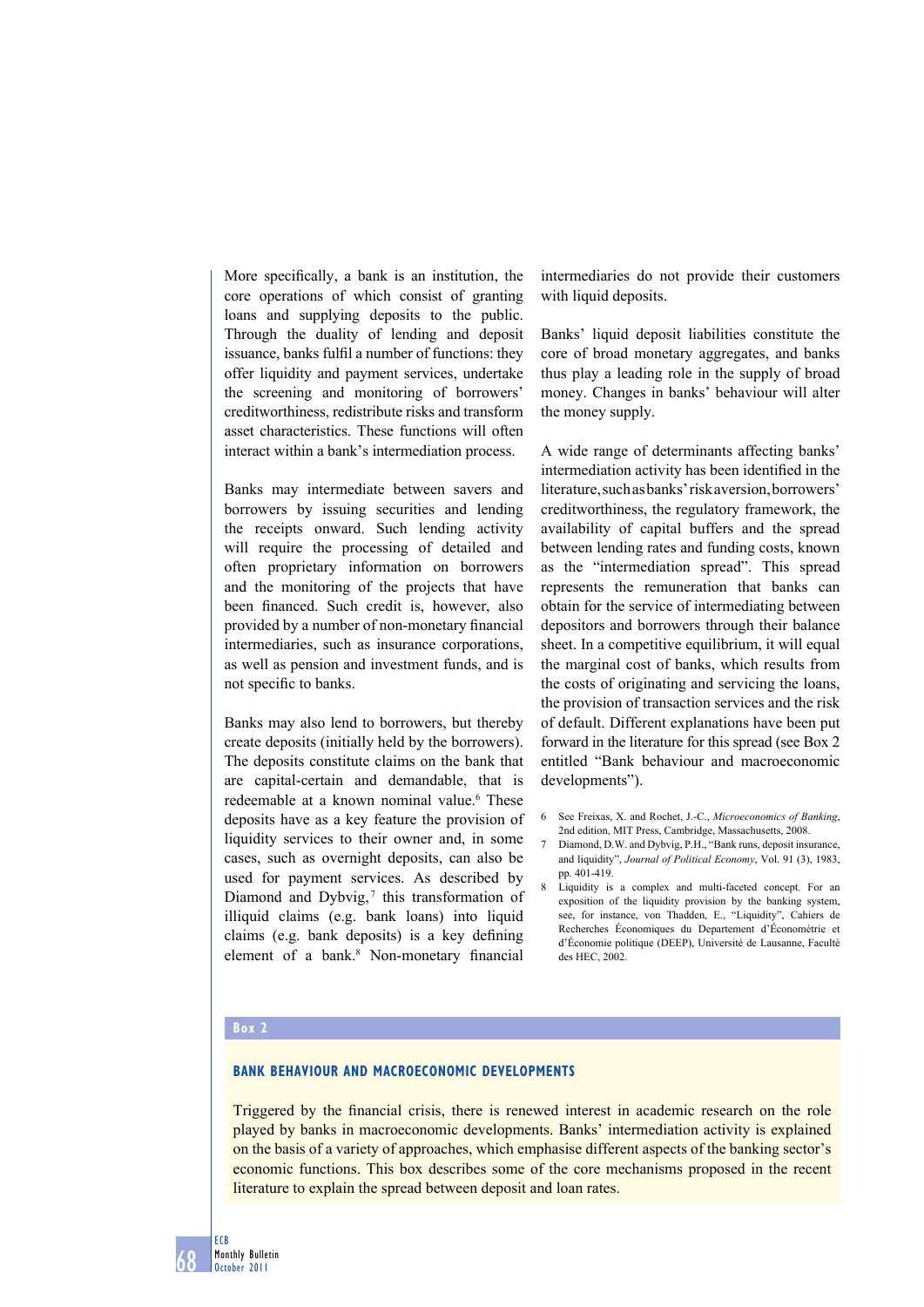More specifically, a bank is an institution, the core operations of which consist of granting loans and supplying deposits to the public. Through the duality of lending and deposit issuance, banks fulfil a number of functions: they offer liquidity and payment services, undertake the screening and monitoring of borrowers' creditworthiness, redistribute risks and transform asset characteristics. These functions will often interact within a bank's intermediation process.

Banks may intermediate between savers and borrowers by issuing securities and lending the receipts onward. Such lending activity will require the processing of detailed and often proprietary information on borrowers and the monitoring of the projects that have been financed. Such credit is, however, also provided by a number of non-monetary financial intermediaries, such as insurance corporations, as well as pension and investment funds, and is not specific to banks.

Banks may also lend to borrowers, but thereby create deposits (initially held by the borrowers). The deposits constitute claims on the bank that are capital-certain and demandable, that is redeemable at a known nominal value.[6] These deposits have as a key feature the provision of liquidity services to their owner and, in some cases, such as overnight deposits, can also be used for payment services. As described by Diamond and Dybvig,[7] this transformation of illiquid claims (e.g. bank loans) into liquid claims (e.g. bank deposits) is a key defining element of a bank.[8] Non-monetary financial intermediaries do not provide their customers with liquid deposits.

Banks' liquid deposit liabilities constitute the core of broad monetary aggregates, and banks thus play a leading role in the supply of broad money. Changes in banks' behaviour will alter the money supply.

A wide range of determinants affecting banks' intermediation activity has been identified in the literature, such as banks' risk aversion, borrowers' creditworthiness, the regulatory framework, the availability of capital buffers and the spread between lending rates and funding costs, known as the "intermediation spread". This spread represents the remuneration that banks can obtain for the service of intermediating between depositors and borrowers through their balance sheet. In a competitive equilibrium, it will equal the marginal cost of banks, which results from the costs of originating and servicing the loans, the provision of transaction services and the risk of default. Different explanations have been put forward in the literature for this spread (see Box 2 entitled "Bank behaviour and macroeconomic developments").

6 See Freixas, X. and Rochet, J.-C., *Microeconomics of Banking*, 2nd edition, MIT Press, Cambridge, Massachusetts, 2008.

7 Diamond, D.W. and Dybvig, P.H., "Bank runs, deposit insurance, and liquidity", *Journal of Political Economy*, Vol. 91 (3), 1983, pp. 401-419.

8 Liquidity is a complex and multi-faceted concept. For an exposition of the liquidity provision by the banking system, see, for instance, von Thadden, E., "Liquidity", Cahiers de Recherches Économiques du Departement d'Économétrie et d'Économie politique (DEEP), Université de Lausanne, Faculté des HEC, 2002.

**Box 2**

## BANK BEHAVIOUR AND MACROECONOMIC DEVELOPMENTS

Triggered by the financial crisis, there is renewed interest in academic research on the role played by banks in macroeconomic developments. Banks' intermediation activity is explained on the basis of a variety of approaches, which emphasise different aspects of the banking sector's economic functions. This box describes some of the core mechanisms proposed in the recent literature to explain the spread between deposit and loan rates.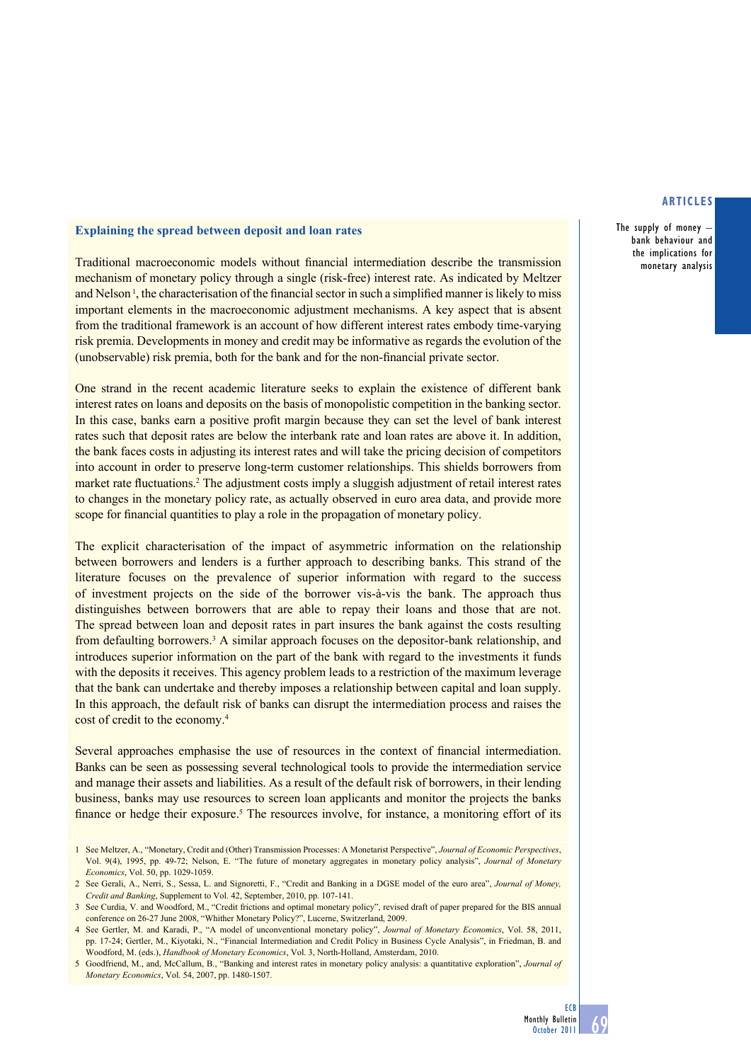### Explaining the spread between deposit and loan rates

Traditional macroeconomic models without financial intermediation describe the transmission mechanism of monetary policy through a single (risk-free) interest rate. As indicated by Meltzer and Nelson [1], the characterisation of the financial sector in such a simplified manner is likely to miss important elements in the macroeconomic adjustment mechanisms. A key aspect that is absent from the traditional framework is an account of how different interest rates embody time-varying risk premia. Developments in money and credit may be informative as regards the evolution of the (unobservable) risk premia, both for the bank and for the non-financial private sector.

One strand in the recent academic literature seeks to explain the existence of different bank interest rates on loans and deposits on the basis of monopolistic competition in the banking sector. In this case, banks earn a positive profit margin because they can set the level of bank interest rates such that deposit rates are below the interbank rate and loan rates are above it. In addition, the bank faces costs in adjusting its interest rates and will take the pricing decision of competitors into account in order to preserve long-term customer relationships. This shields borrowers from market rate fluctuations.[2] The adjustment costs imply a sluggish adjustment of retail interest rates to changes in the monetary policy rate, as actually observed in euro area data, and provide more scope for financial quantities to play a role in the propagation of monetary policy.

The explicit characterisation of the impact of asymmetric information on the relationship between borrowers and lenders is a further approach to describing banks. This strand of the literature focuses on the prevalence of superior information with regard to the success of investment projects on the side of the borrower vis-à-vis the bank. The approach thus distinguishes between borrowers that are able to repay their loans and those that are not. The spread between loan and deposit rates in part insures the bank against the costs resulting from defaulting borrowers.[3] A similar approach focuses on the depositor-bank relationship, and introduces superior information on the part of the bank with regard to the investments it funds with the deposits it receives. This agency problem leads to a restriction of the maximum leverage that the bank can undertake and thereby imposes a relationship between capital and loan supply. In this approach, the default risk of banks can disrupt the intermediation process and raises the cost of credit to the economy.[4]

Several approaches emphasise the use of resources in the context of financial intermediation. Banks can be seen as possessing several technological tools to provide the intermediation service and manage their assets and liabilities. As a result of the default risk of borrowers, in their lending business, banks may use resources to screen loan applicants and monitor the projects the banks finance or hedge their exposure.[5] The resources involve, for instance, a monitoring effort of its

1 See Meltzer, A., "Monetary, Credit and (Other) Transmission Processes: A Monetarist Perspective", *Journal of Economic Perspectives*, Vol. 9(4), 1995, pp. 49-72; Nelson, E. "The future of monetary aggregates in monetary policy analysis", *Journal of Monetary Economics*, Vol. 50, pp. 1029-1059.

2 See Gerali, A., Nerri, S., Sessa, L. and Signoretti, F., "Credit and Banking in a DGSE model of the euro area", *Journal of Money, Credit and Banking*, Supplement to Vol. 42, September, 2010, pp. 107-141.

3 See Curdia, V. and Woodford, M., "Credit frictions and optimal monetary policy", revised draft of paper prepared for the BIS annual conference on 26-27 June 2008, "Whither Monetary Policy?", Lucerne, Switzerland, 2009.

4 See Gertler, M. and Karadi, P., "A model of unconventional monetary policy", *Journal of Monetary Economics*, Vol. 58, 2011, pp. 17-24; Gertler, M., Kiyotaki, N., "Financial Intermediation and Credit Policy in Business Cycle Analysis", in Friedman, B. and Woodford, M. (eds.), *Handbook of Monetary Economics*, Vol. 3, North-Holland, Amsterdam, 2010.

5 Goodfriend, M., and, McCallum, B., "Banking and interest rates in monetary policy analysis: a quantitative exploration", *Journal of Monetary Economics*, Vol. 54, 2007, pp. 1480-1507.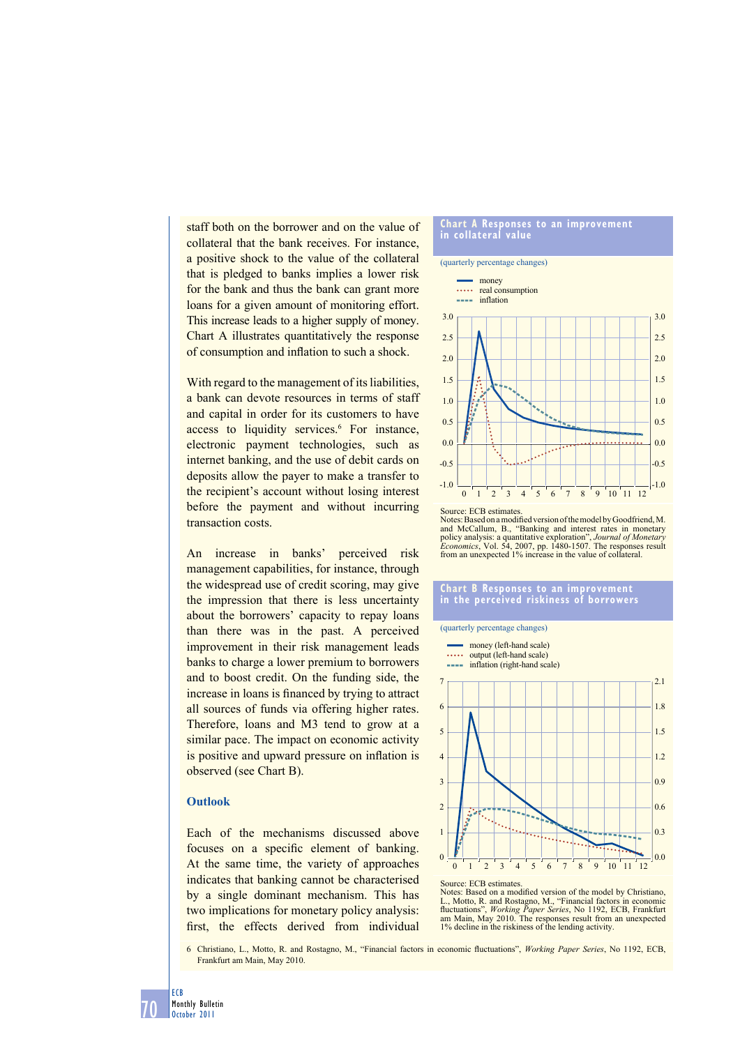staff both on the borrower and on the value of collateral that the bank receives. For instance, a positive shock to the value of the collateral that is pledged to banks implies a lower risk for the bank and thus the bank can grant more loans for a given amount of monitoring effort. This increase leads to a higher supply of money. Chart A illustrates quantitatively the response of consumption and inflation to such a shock.

With regard to the management of its liabilities, a bank can devote resources in terms of staff and capital in order for its customers to have access to liquidity services.[6] For instance, electronic payment technologies, such as internet banking, and the use of debit cards on deposits allow the payer to make a transfer to the recipient's account without losing interest before the payment and without incurring transaction costs.

An increase in banks' perceived risk management capabilities, for instance, through the widespread use of credit scoring, may give the impression that there is less uncertainty about the borrowers' capacity to repay loans than there was in the past. A perceived improvement in their risk management leads banks to charge a lower premium to borrowers and to boost credit. On the funding side, the increase in loans is financed by trying to attract all sources of funds via offering higher rates. Therefore, loans and M3 tend to grow at a similar pace. The impact on economic activity is positive and upward pressure on inflation is observed (see Chart B).

## Outlook

Each of the mechanisms discussed above focuses on a specific element of banking. At the same time, the variety of approaches indicates that banking cannot be characterised by a single dominant mechanism. This has two implications for monetary policy analysis: first, the effects derived from individual

**Chart A Responses to an improvement in collateral value**

(quarterly percentage changes)

- money
- real consumption
- inflation

Source: ECB estimates.
Notes: Based on a modified version of the model by Goodfriend, M. and McCallum, B., "Banking and interest rates in monetary policy analysis: a quantitative exploration", *Journal of Monetary Economics*, Vol. 54, 2007, pp. 1480-1507. The responses result from an unexpected 1% increase in the value of collateral.

**Chart B Responses to an improvement in the perceived riskiness of borrowers**

(quarterly percentage changes)

- money (left-hand scale)
- output (left-hand scale)
- inflation (right-hand scale)

Source: ECB estimates.
Notes: Based on a modified version of the model by Christiano, L., Motto, R. and Rostagno, M., "Financial factors in economic fluctuations", *Working Paper Series*, No 1192, ECB, Frankfurt am Main, May 2010. The responses result from an unexpected 1% decline in the riskiness of the lending activity.

6 Christiano, L., Motto, R. and Rostagno, M., "Financial factors in economic fluctuations", *Working Paper Series*, No 1192, ECB, Frankfurt am Main, May 2010.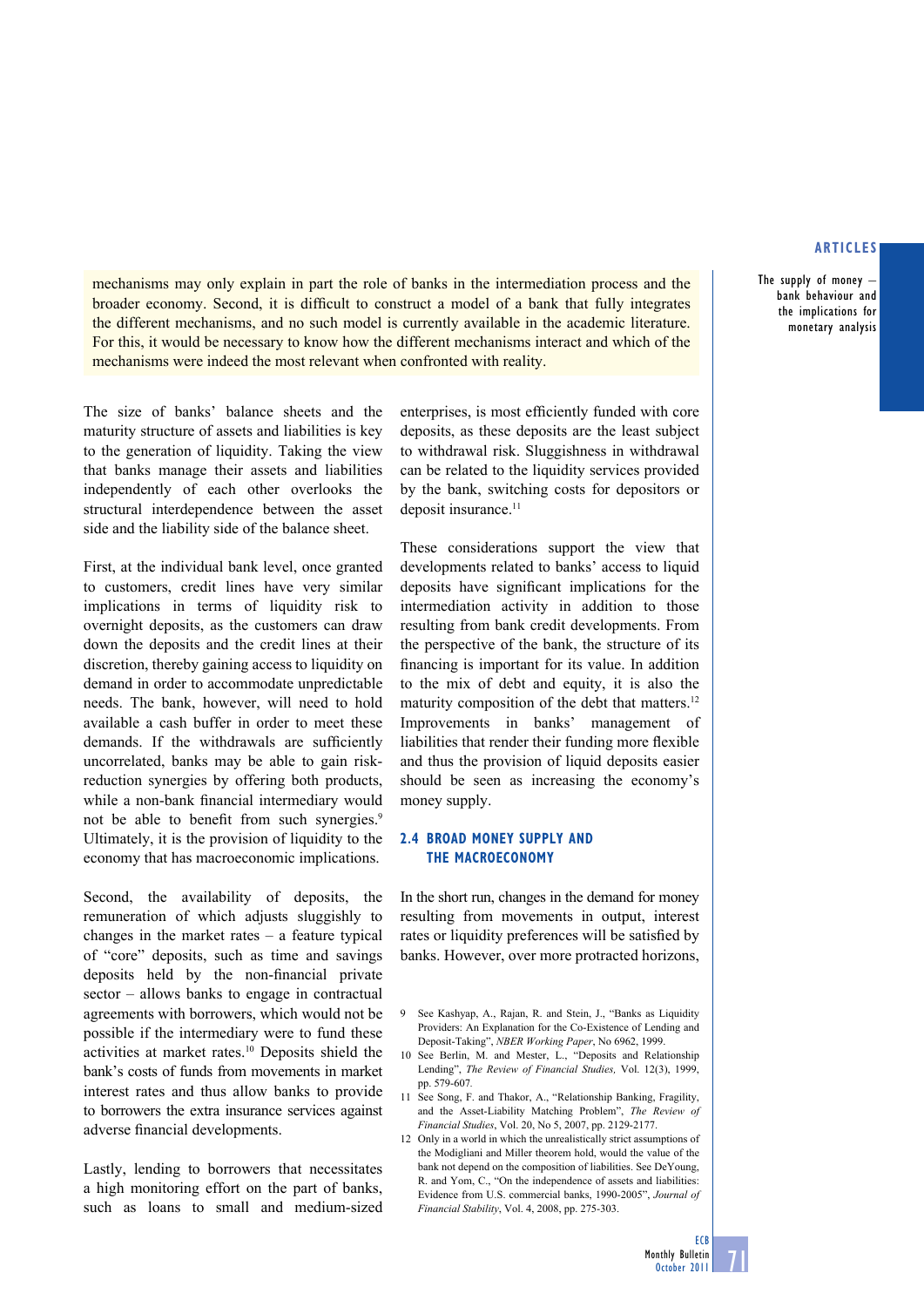mechanisms may only explain in part the role of banks in the intermediation process and the broader economy. Second, it is difficult to construct a model of a bank that fully integrates the different mechanisms, and no such model is currently available in the academic literature. For this, it would be necessary to know how the different mechanisms interact and which of the mechanisms were indeed the most relevant when confronted with reality.

The size of banks' balance sheets and the maturity structure of assets and liabilities is key to the generation of liquidity. Taking the view that banks manage their assets and liabilities independently of each other overlooks the structural interdependence between the asset side and the liability side of the balance sheet.

First, at the individual bank level, once granted to customers, credit lines have very similar implications in terms of liquidity risk to overnight deposits, as the customers can draw down the deposits and the credit lines at their discretion, thereby gaining access to liquidity on demand in order to accommodate unpredictable needs. The bank, however, will need to hold available a cash buffer in order to meet these demands. If the withdrawals are sufficiently uncorrelated, banks may be able to gain risk-reduction synergies by offering both products, while a non-bank financial intermediary would not be able to benefit from such synergies.[9] Ultimately, it is the provision of liquidity to the economy that has macroeconomic implications.

Second, the availability of deposits, the remuneration of which adjusts sluggishly to changes in the market rates – a feature typical of "core" deposits, such as time and savings deposits held by the non-financial private sector – allows banks to engage in contractual agreements with borrowers, which would not be possible if the intermediary were to fund these activities at market rates.[10] Deposits shield the bank's costs of funds from movements in market interest rates and thus allow banks to provide to borrowers the extra insurance services against adverse financial developments.

Lastly, lending to borrowers that necessitates a high monitoring effort on the part of banks, such as loans to small and medium-sized enterprises, is most efficiently funded with core deposits, as these deposits are the least subject to withdrawal risk. Sluggishness in withdrawal can be related to the liquidity services provided by the bank, switching costs for depositors or deposit insurance.[11]

These considerations support the view that developments related to banks' access to liquid deposits have significant implications for the intermediation activity in addition to those resulting from bank credit developments. From the perspective of the bank, the structure of its financing is important for its value. In addition to the mix of debt and equity, it is also the maturity composition of the debt that matters.[12] Improvements in banks' management of liabilities that render their funding more flexible and thus the provision of liquid deposits easier should be seen as increasing the economy's money supply.

### 2.4 BROAD MONEY SUPPLY AND THE MACROECONOMY

In the short run, changes in the demand for money resulting from movements in output, interest rates or liquidity preferences will be satisfied by banks. However, over more protracted horizons,

9 See Kashyap, A., Rajan, R. and Stein, J., "Banks as Liquidity Providers: An Explanation for the Co-Existence of Lending and Deposit-Taking", *NBER Working Paper*, No 6962, 1999.

10 See Berlin, M. and Mester, L., "Deposits and Relationship Lending", *The Review of Financial Studies,* Vol. 12(3), 1999, pp. 579-607.

11 See Song, F. and Thakor, A., "Relationship Banking, Fragility, and the Asset-Liability Matching Problem", *The Review of Financial Studies*, Vol. 20, No 5, 2007, pp. 2129-2177.

12 Only in a world in which the unrealistically strict assumptions of the Modigliani and Miller theorem hold, would the value of the bank not depend on the composition of liabilities. See DeYoung, R. and Yom, C., "On the independence of assets and liabilities: Evidence from U.S. commercial banks, 1990-2005", *Journal of Financial Stability*, Vol. 4, 2008, pp. 275-303.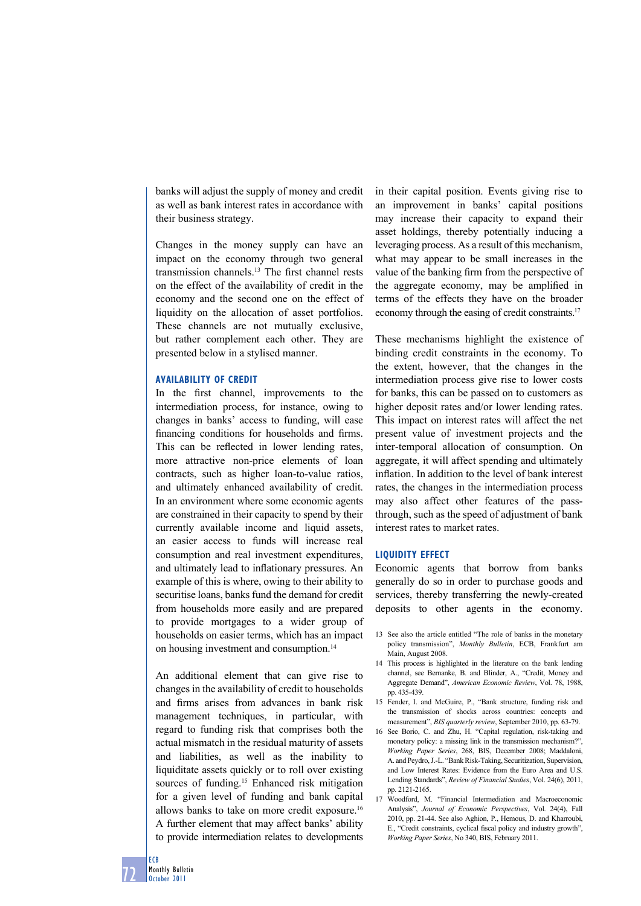banks will adjust the supply of money and credit as well as bank interest rates in accordance with their business strategy.

Changes in the money supply can have an impact on the economy through two general transmission channels.[13] The first channel rests on the effect of the availability of credit in the economy and the second one on the effect of liquidity on the allocation of asset portfolios. These channels are not mutually exclusive, but rather complement each other. They are presented below in a stylised manner.

### AVAILABILITY OF CREDIT

In the first channel, improvements to the intermediation process, for instance, owing to changes in banks' access to funding, will ease financing conditions for households and firms. This can be reflected in lower lending rates, more attractive non-price elements of loan contracts, such as higher loan-to-value ratios, and ultimately enhanced availability of credit. In an environment where some economic agents are constrained in their capacity to spend by their currently available income and liquid assets, an easier access to funds will increase real consumption and real investment expenditures, and ultimately lead to inflationary pressures. An example of this is where, owing to their ability to securitise loans, banks fund the demand for credit from households more easily and are prepared to provide mortgages to a wider group of households on easier terms, which has an impact on housing investment and consumption.[14]

An additional element that can give rise to changes in the availability of credit to households and firms arises from advances in bank risk management techniques, in particular, with regard to funding risk that comprises both the actual mismatch in the residual maturity of assets and liabilities, as well as the inability to liquiditate assets quickly or to roll over existing sources of funding.[15] Enhanced risk mitigation for a given level of funding and bank capital allows banks to take on more credit exposure.[16] A further element that may affect banks' ability to provide intermediation relates to developments in their capital position. Events giving rise to an improvement in banks' capital positions may increase their capacity to expand their asset holdings, thereby potentially inducing a leveraging process. As a result of this mechanism, what may appear to be small increases in the value of the banking firm from the perspective of the aggregate economy, may be amplified in terms of the effects they have on the broader economy through the easing of credit constraints.[17]

These mechanisms highlight the existence of binding credit constraints in the economy. To the extent, however, that the changes in the intermediation process give rise to lower costs for banks, this can be passed on to customers as higher deposit rates and/or lower lending rates. This impact on interest rates will affect the net present value of investment projects and the inter-temporal allocation of consumption. On aggregate, it will affect spending and ultimately inflation. In addition to the level of bank interest rates, the changes in the intermediation process may also affect other features of the pass-through, such as the speed of adjustment of bank interest rates to market rates.

### LIQUIDITY EFFECT

Economic agents that borrow from banks generally do so in order to purchase goods and services, thereby transferring the newly-created deposits to other agents in the economy.

13 See also the article entitled "The role of banks in the monetary policy transmission", *Monthly Bulletin*, ECB, Frankfurt am Main, August 2008.

14 This process is highlighted in the literature on the bank lending channel, see Bernanke, B. and Blinder, A., "Credit, Money and Aggregate Demand", *American Economic Review*, Vol. 78, 1988, pp. 435-439.

15 Fender, I. and McGuire, P., "Bank structure, funding risk and the transmission of shocks across countries: concepts and measurement", *BIS quarterly review*, September 2010, pp. 63-79.

16 See Borio, C. and Zhu, H. "Capital regulation, risk-taking and monetary policy: a missing link in the transmission mechanism?", *Working Paper Series*, 268, BIS, December 2008; Maddaloni, A. and Peydro, J.-L. "Bank Risk-Taking, Securitization, Supervision, and Low Interest Rates: Evidence from the Euro Area and U.S. Lending Standards", *Review of Financial Studies*, Vol. 24(6), 2011, pp. 2121-2165.

17 Woodford, M. "Financial Intermediation and Macroeconomic Analysis", *Journal of Economic Perspectives*, Vol. 24(4), Fall 2010, pp. 21-44. See also Aghion, P., Hemous, D. and Kharroubi, E., "Credit constraints, cyclical fiscal policy and industry growth", *Working Paper Series*, No 340, BIS, February 2011.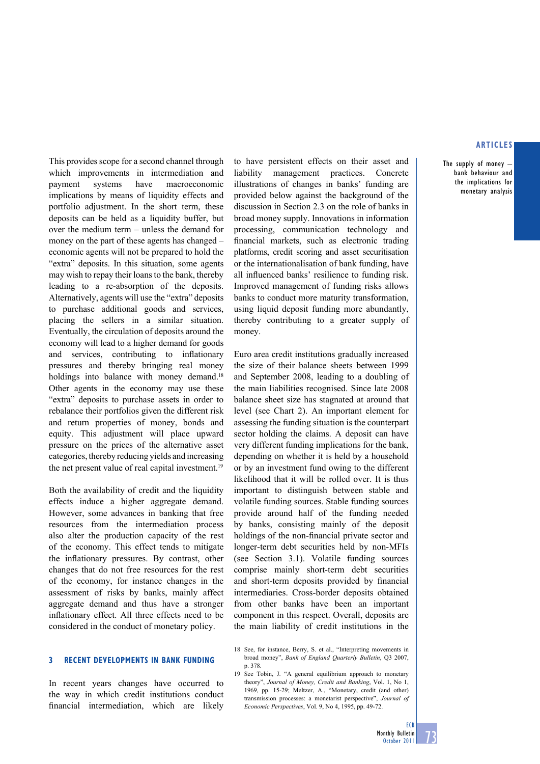This provides scope for a second channel through which improvements in intermediation and payment systems have macroeconomic implications by means of liquidity effects and portfolio adjustment. In the short term, these deposits can be held as a liquidity buffer, but over the medium term – unless the demand for money on the part of these agents has changed – economic agents will not be prepared to hold the "extra" deposits. In this situation, some agents may wish to repay their loans to the bank, thereby leading to a re-absorption of the deposits. Alternatively, agents will use the "extra" deposits to purchase additional goods and services, placing the sellers in a similar situation. Eventually, the circulation of deposits around the economy will lead to a higher demand for goods and services, contributing to inflationary pressures and thereby bringing real money holdings into balance with money demand.[18] Other agents in the economy may use these "extra" deposits to purchase assets in order to rebalance their portfolios given the different risk and return properties of money, bonds and equity. This adjustment will place upward pressure on the prices of the alternative asset categories, thereby reducing yields and increasing the net present value of real capital investment.[19]

Both the availability of credit and the liquidity effects induce a higher aggregate demand. However, some advances in banking that free resources from the intermediation process also alter the production capacity of the rest of the economy. This effect tends to mitigate the inflationary pressures. By contrast, other changes that do not free resources for the rest of the economy, for instance changes in the assessment of risks by banks, mainly affect aggregate demand and thus have a stronger inflationary effect. All three effects need to be considered in the conduct of monetary policy.

## 3 RECENT DEVELOPMENTS IN BANK FUNDING

In recent years changes have occurred to the way in which credit institutions conduct financial intermediation, which are likely to have persistent effects on their asset and liability management practices. Concrete illustrations of changes in banks' funding are provided below against the background of the discussion in Section 2.3 on the role of banks in broad money supply. Innovations in information processing, communication technology and financial markets, such as electronic trading platforms, credit scoring and asset securitisation or the internationalisation of bank funding, have all influenced banks' resilience to funding risk. Improved management of funding risks allows banks to conduct more maturity transformation, using liquid deposit funding more abundantly, thereby contributing to a greater supply of money.

Euro area credit institutions gradually increased the size of their balance sheets between 1999 and September 2008, leading to a doubling of the main liabilities recognised. Since late 2008 balance sheet size has stagnated at around that level (see Chart 2). An important element for assessing the funding situation is the counterpart sector holding the claims. A deposit can have very different funding implications for the bank, depending on whether it is held by a household or by an investment fund owing to the different likelihood that it will be rolled over. It is thus important to distinguish between stable and volatile funding sources. Stable funding sources provide around half of the funding needed by banks, consisting mainly of the deposit holdings of the non-financial private sector and longer-term debt securities held by non-MFIs (see Section 3.1). Volatile funding sources comprise mainly short-term debt securities and short-term deposits provided by financial intermediaries. Cross-border deposits obtained from other banks have been an important component in this respect. Overall, deposits are the main liability of credit institutions in the

18 See, for instance, Berry, S. et al., "Interpreting movements in broad money", *Bank of England Quarterly Bulletin*, Q3 2007, p. 378.

19 See Tobin, J. "A general equilibrium approach to monetary theory", *Journal of Money, Credit and Banking*, Vol. 1, No 1, 1969, pp. 15-29; Meltzer, A., "Monetary, credit (and other) transmission processes: a monetarist perspective", *Journal of Economic Perspectives*, Vol. 9, No 4, 1995, pp. 49-72.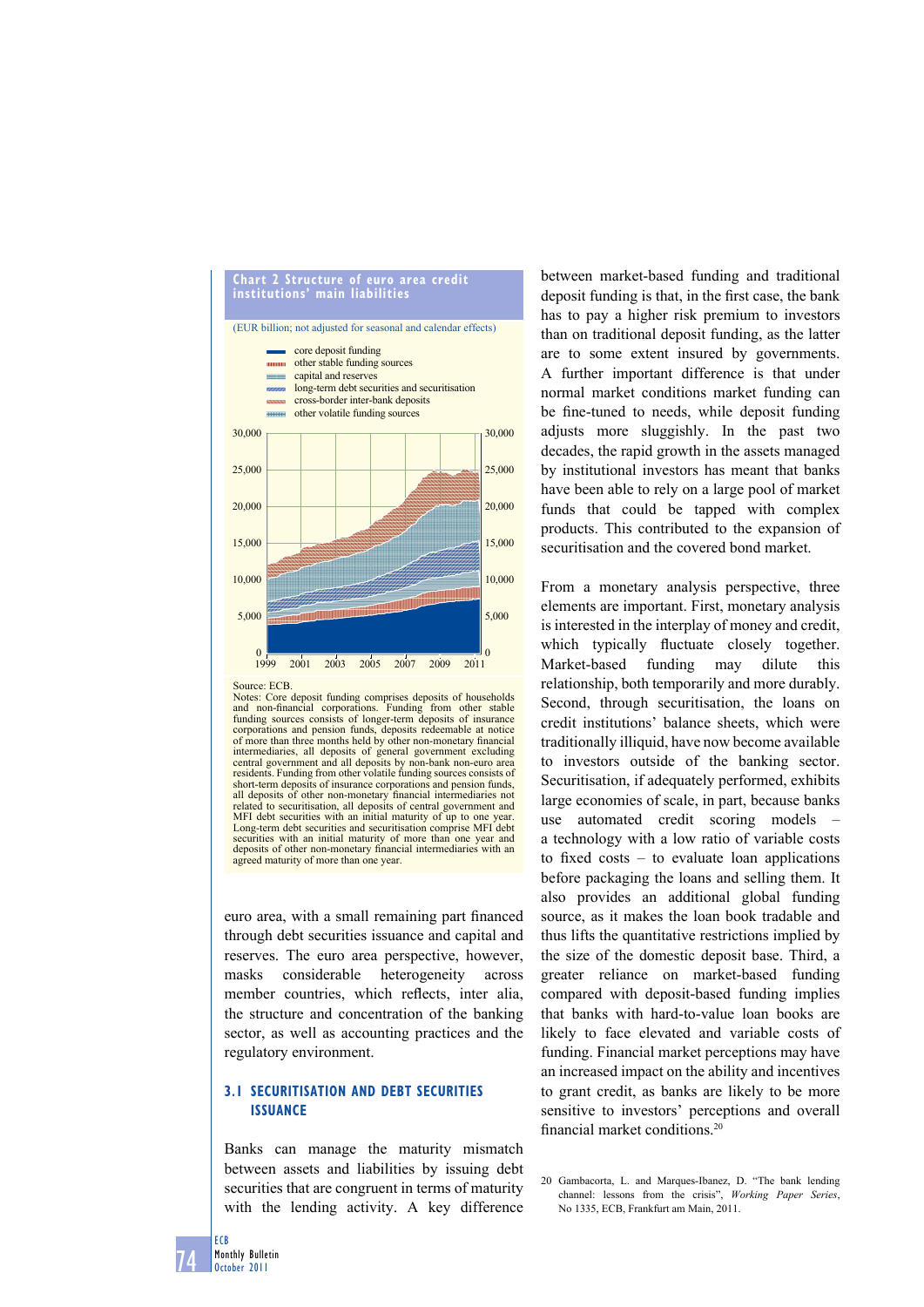**Chart 2 Structure of euro area credit institutions' main liabilities**

(EUR billion; not adjusted for seasonal and calendar effects)

- core deposit funding
- other stable funding sources
- capital and reserves
- long-term debt securities and securitisation
- cross-border inter-bank deposits
- other volatile funding sources

Source: ECB.
Notes: Core deposit funding comprises deposits of households and non-financial corporations. Funding from other stable funding sources consists of longer-term deposits of insurance corporations and pension funds, deposits redeemable at notice of more than three months held by other non-monetary financial intermediaries, all deposits of general government excluding central government and all deposits by non-bank non-euro area residents. Funding from other volatile funding sources consists of short-term deposits of insurance corporations and pension funds, all deposits of other non-monetary financial intermediaries not related to securitisation, all deposits of central government and MFI debt securities with an initial maturity of up to one year. Long-term debt securities and securitisation comprise MFI debt securities with an initial maturity of more than one year and deposits of other non-monetary financial intermediaries with an agreed maturity of more than one year.

euro area, with a small remaining part financed through debt securities issuance and capital and reserves. The euro area perspective, however, masks considerable heterogeneity across member countries, which reflects, inter alia, the structure and concentration of the banking sector, as well as accounting practices and the regulatory environment.

### 3.1 SECURITISATION AND DEBT SECURITIES ISSUANCE

Banks can manage the maturity mismatch between assets and liabilities by issuing debt securities that are congruent in terms of maturity with the lending activity. A key difference between market-based funding and traditional deposit funding is that, in the first case, the bank has to pay a higher risk premium to investors than on traditional deposit funding, as the latter are to some extent insured by governments. A further important difference is that under normal market conditions market funding can be fine-tuned to needs, while deposit funding adjusts more sluggishly. In the past two decades, the rapid growth in the assets managed by institutional investors has meant that banks have been able to rely on a large pool of market funds that could be tapped with complex products. This contributed to the expansion of securitisation and the covered bond market.

From a monetary analysis perspective, three elements are important. First, monetary analysis is interested in the interplay of money and credit, which typically fluctuate closely together. Market-based funding may dilute this relationship, both temporarily and more durably. Second, through securitisation, the loans on credit institutions' balance sheets, which were traditionally illiquid, have now become available to investors outside of the banking sector. Securitisation, if adequately performed, exhibits large economies of scale, in part, because banks use automated credit scoring models – a technology with a low ratio of variable costs to fixed costs – to evaluate loan applications before packaging the loans and selling them. It also provides an additional global funding source, as it makes the loan book tradable and thus lifts the quantitative restrictions implied by the size of the domestic deposit base. Third, a greater reliance on market-based funding compared with deposit-based funding implies that banks with hard-to-value loan books are likely to face elevated and variable costs of funding. Financial market perceptions may have an increased impact on the ability and incentives to grant credit, as banks are likely to be more sensitive to investors' perceptions and overall financial market conditions.[20]

20 Gambacorta, L. and Marques-Ibanez, D. "The bank lending channel: lessons from the crisis", *Working Paper Series*, No 1335, ECB, Frankfurt am Main, 2011.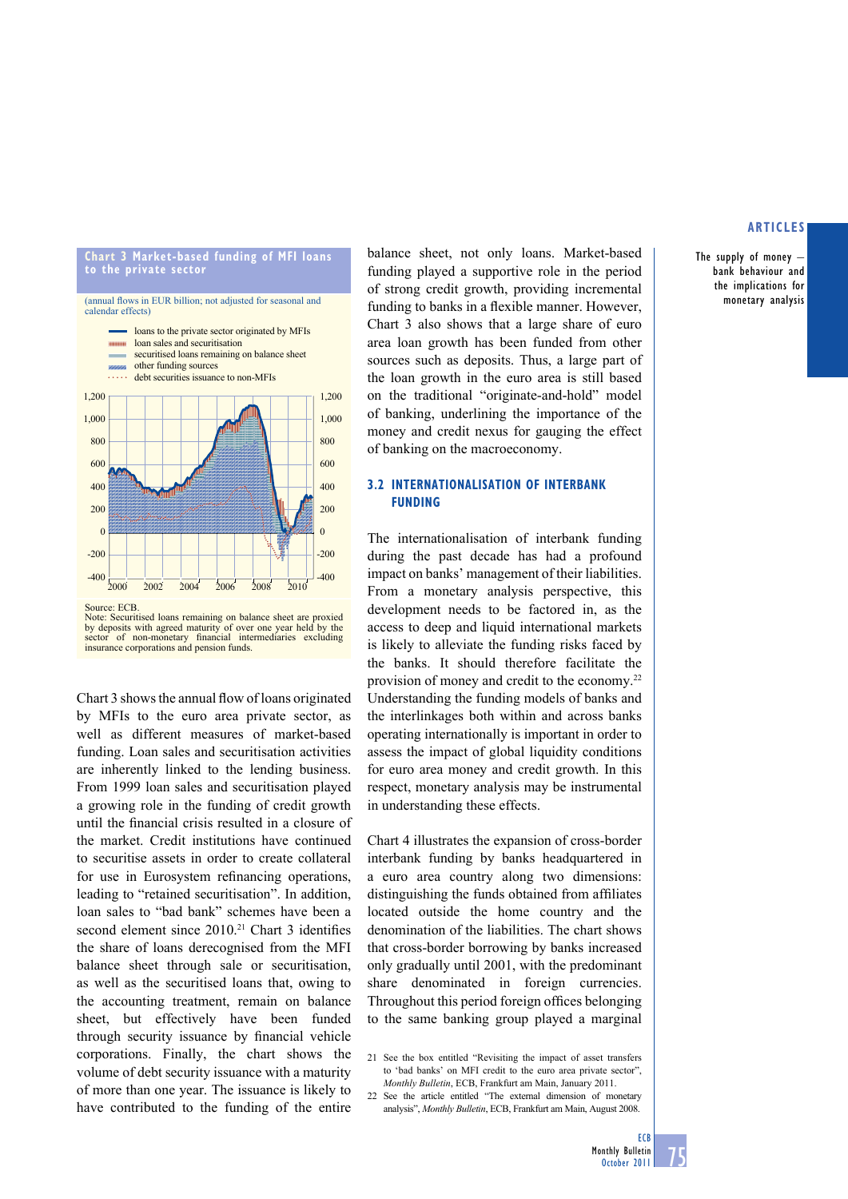**Chart 3 Market-based funding of MFI loans to the private sector**

(annual flows in EUR billion; not adjusted for seasonal and calendar effects)

- loans to the private sector originated by MFIs
- loan sales and securitisation
- securitised loans remaining on balance sheet
- other funding sources
- debt securities issuance to non-MFIs

Source: ECB.
Note: Securitised loans remaining on balance sheet are proxied by deposits with agreed maturity of over one year held by the sector of non-monetary financial intermediaries excluding insurance corporations and pension funds.

Chart 3 shows the annual flow of loans originated by MFIs to the euro area private sector, as well as different measures of market-based funding. Loan sales and securitisation activities are inherently linked to the lending business. From 1999 loan sales and securitisation played a growing role in the funding of credit growth until the financial crisis resulted in a closure of the market. Credit institutions have continued to securitise assets in order to create collateral for use in Eurosystem refinancing operations, leading to "retained securitisation". In addition, loan sales to "bad bank" schemes have been a second element since 2010.[21] Chart 3 identifies the share of loans derecognised from the MFI balance sheet through sale or securitisation, as well as the securitised loans that, owing to the accounting treatment, remain on balance sheet, but effectively have been funded through security issuance by financial vehicle corporations. Finally, the chart shows the volume of debt security issuance with a maturity of more than one year. The issuance is likely to have contributed to the funding of the entire balance sheet, not only loans. Market-based funding played a supportive role in the period of strong credit growth, providing incremental funding to banks in a flexible manner. However, Chart 3 also shows that a large share of euro area loan growth has been funded from other sources such as deposits. Thus, a large part of the loan growth in the euro area is still based on the traditional "originate-and-hold" model of banking, underlining the importance of the money and credit nexus for gauging the effect of banking on the macroeconomy.

### 3.2 INTERNATIONALISATION OF INTERBANK FUNDING

The internationalisation of interbank funding during the past decade has had a profound impact on banks' management of their liabilities. From a monetary analysis perspective, this development needs to be factored in, as the access to deep and liquid international markets is likely to alleviate the funding risks faced by the banks. It should therefore facilitate the provision of money and credit to the economy.[22] Understanding the funding models of banks and the interlinkages both within and across banks operating internationally is important in order to assess the impact of global liquidity conditions for euro area money and credit growth. In this respect, monetary analysis may be instrumental in understanding these effects.

Chart 4 illustrates the expansion of cross-border interbank funding by banks headquartered in a euro area country along two dimensions: distinguishing the funds obtained from affiliates located outside the home country and the denomination of the liabilities. The chart shows that cross-border borrowing by banks increased only gradually until 2001, with the predominant share denominated in foreign currencies. Throughout this period foreign offices belonging to the same banking group played a marginal

21 See the box entitled "Revisiting the impact of asset transfers to 'bad banks' on MFI credit to the euro area private sector", *Monthly Bulletin*, ECB, Frankfurt am Main, January 2011.

22 See the article entitled "The external dimension of monetary analysis", *Monthly Bulletin*, ECB, Frankfurt am Main, August 2008.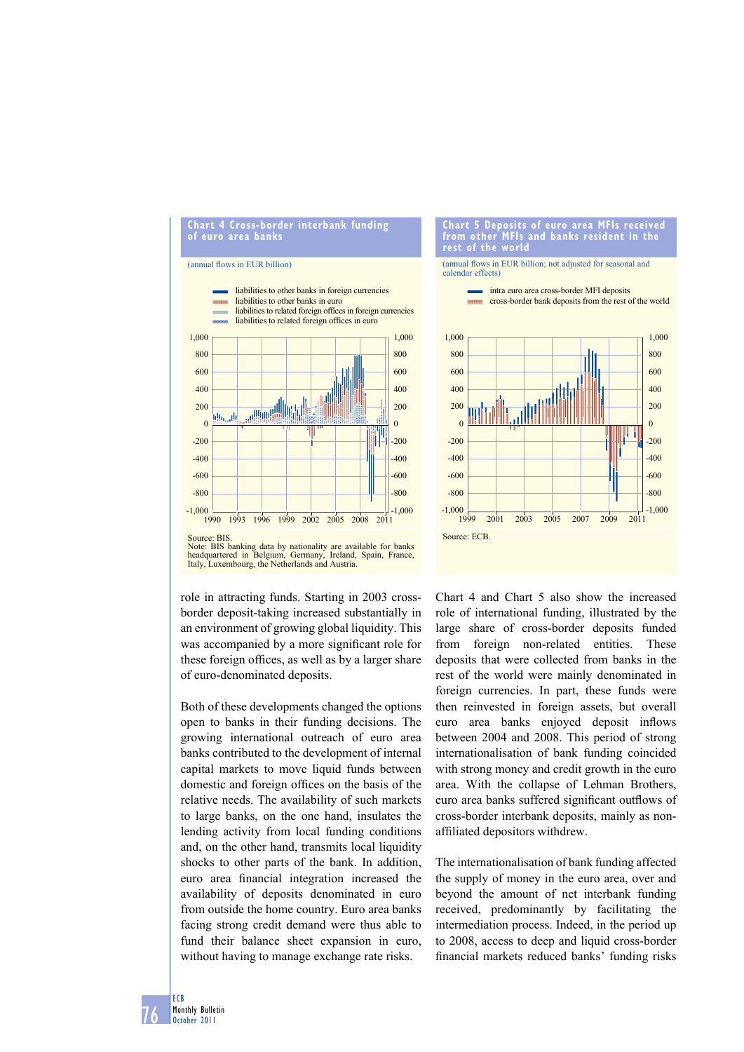**Chart 4 Cross-border interbank funding of euro area banks**

(annual flows in EUR billion)

- liabilities to other banks in foreign currencies
- liabilities to other banks in euro
- liabilities to related foreign offices in foreign currencies
- liabilities to related foreign offices in euro

Source: BIS.
Note: BIS banking data by nationality are available for banks headquartered in Belgium, Germany, Ireland, Spain, France, Italy, Luxembourg, the Netherlands and Austria.

**Chart 5 Deposits of euro area MFIs received from other MFIs and banks resident in the rest of the world**

(annual flows in EUR billion; not adjusted for seasonal and calendar effects)

- intra euro area cross-border MFI deposits
- cross-border bank deposits from the rest of the world

Source: ECB.

role in attracting funds. Starting in 2003 cross-border deposit-taking increased substantially in an environment of growing global liquidity. This was accompanied by a more significant role for these foreign offices, as well as by a larger share of euro-denominated deposits.

Both of these developments changed the options open to banks in their funding decisions. The growing international outreach of euro area banks contributed to the development of internal capital markets to move liquid funds between domestic and foreign offices on the basis of the relative needs. The availability of such markets to large banks, on the one hand, insulates the lending activity from local funding conditions and, on the other hand, transmits local liquidity shocks to other parts of the bank. In addition, euro area financial integration increased the availability of deposits denominated in euro from outside the home country. Euro area banks facing strong credit demand were thus able to fund their balance sheet expansion in euro, without having to manage exchange rate risks.

Chart 4 and Chart 5 also show the increased role of international funding, illustrated by the large share of cross-border deposits funded from foreign non-related entities. These deposits that were collected from banks in the rest of the world were mainly denominated in foreign currencies. In part, these funds were then reinvested in foreign assets, but overall euro area banks enjoyed deposit inflows between 2004 and 2008. This period of strong internationalisation of bank funding coincided with strong money and credit growth in the euro area. With the collapse of Lehman Brothers, euro area banks suffered significant outflows of cross-border interbank deposits, mainly as non-affiliated depositors withdrew.

The internationalisation of bank funding affected the supply of money in the euro area, over and beyond the amount of net interbank funding received, predominantly by facilitating the intermediation process. Indeed, in the period up to 2008, access to deep and liquid cross-border financial markets reduced banks' funding risks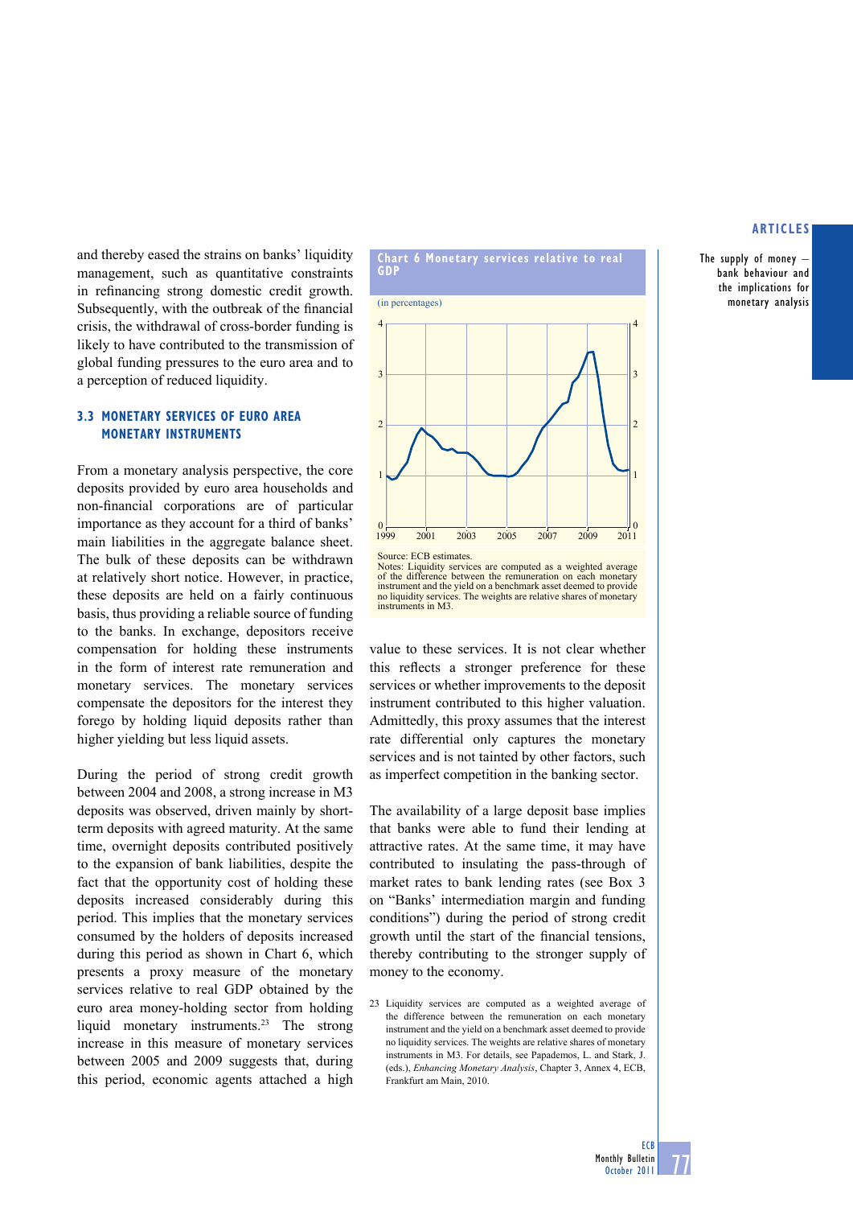and thereby eased the strains on banks' liquidity management, such as quantitative constraints in refinancing strong domestic credit growth. Subsequently, with the outbreak of the financial crisis, the withdrawal of cross-border funding is likely to have contributed to the transmission of global funding pressures to the euro area and to a perception of reduced liquidity.

### 3.3 MONETARY SERVICES OF EURO AREA MONETARY INSTRUMENTS

From a monetary analysis perspective, the core deposits provided by euro area households and non-financial corporations are of particular importance as they account for a third of banks' main liabilities in the aggregate balance sheet. The bulk of these deposits can be withdrawn at relatively short notice. However, in practice, these deposits are held on a fairly continuous basis, thus providing a reliable source of funding to the banks. In exchange, depositors receive compensation for holding these instruments in the form of interest rate remuneration and monetary services. The monetary services compensate the depositors for the interest they forego by holding liquid deposits rather than higher yielding but less liquid assets.

During the period of strong credit growth between 2004 and 2008, a strong increase in M3 deposits was observed, driven mainly by short-term deposits with agreed maturity. At the same time, overnight deposits contributed positively to the expansion of bank liabilities, despite the fact that the opportunity cost of holding these deposits increased considerably during this period. This implies that the monetary services consumed by the holders of deposits increased during this period as shown in Chart 6, which presents a proxy measure of the monetary services relative to real GDP obtained by the euro area money-holding sector from holding liquid monetary instruments.[23] The strong increase in this measure of monetary services between 2005 and 2009 suggests that, during this period, economic agents attached a high value to these services. It is not clear whether this reflects a stronger preference for these services or whether improvements to the deposit instrument contributed to this higher valuation. Admittedly, this proxy assumes that the interest rate differential only captures the monetary services and is not tainted by other factors, such as imperfect competition in the banking sector.

**Chart 6 Monetary services relative to real GDP**

(in percentages)

Source: ECB estimates.
Notes: Liquidity services are computed as a weighted average of the difference between the remuneration on each monetary instrument and the yield on a benchmark asset deemed to provide no liquidity services. The weights are relative shares of monetary instruments in M3.

The availability of a large deposit base implies that banks were able to fund their lending at attractive rates. At the same time, it may have contributed to insulating the pass-through of market rates to bank lending rates (see Box 3 on "Banks' intermediation margin and funding conditions") during the period of strong credit growth until the start of the financial tensions, thereby contributing to the stronger supply of money to the economy.

23 Liquidity services are computed as a weighted average of the difference between the remuneration on each monetary instrument and the yield on a benchmark asset deemed to provide no liquidity services. The weights are relative shares of monetary instruments in M3. For details, see Papademos, L. and Stark, J. (eds.), *Enhancing Monetary Analysis*, Chapter 3, Annex 4, ECB, Frankfurt am Main, 2010.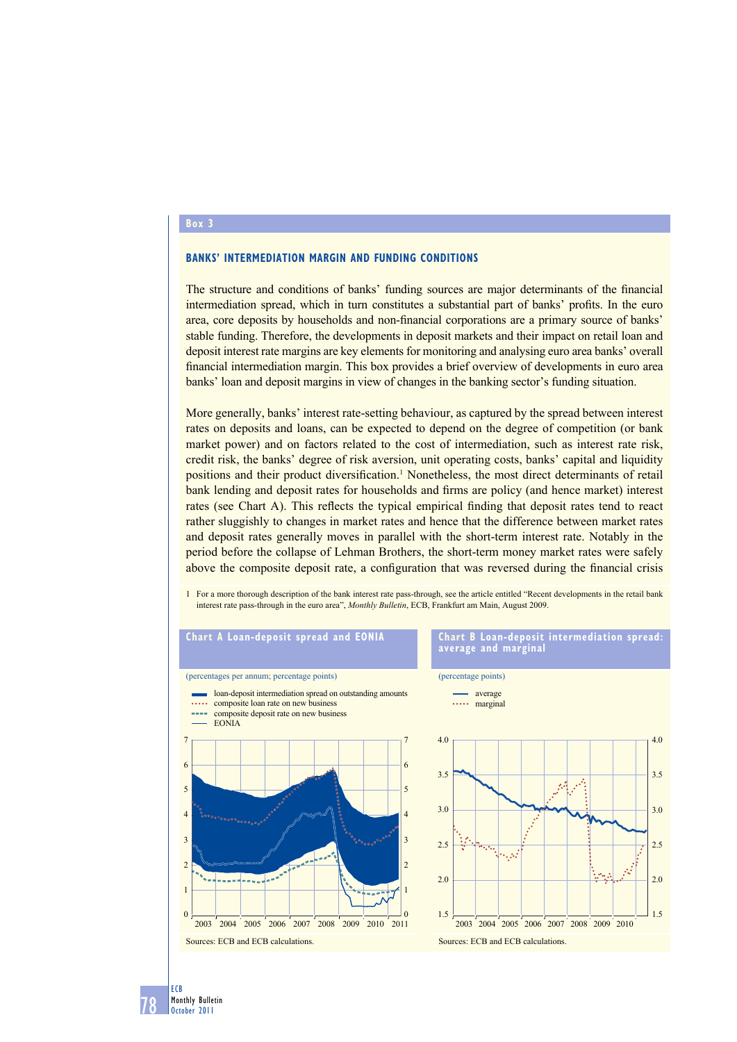## Box 3

### BANKS' INTERMEDIATION MARGIN AND FUNDING CONDITIONS

The structure and conditions of banks' funding sources are major determinants of the financial intermediation spread, which in turn constitutes a substantial part of banks' profits. In the euro area, core deposits by households and non-financial corporations are a primary source of banks' stable funding. Therefore, the developments in deposit markets and their impact on retail loan and deposit interest rate margins are key elements for monitoring and analysing euro area banks' overall financial intermediation margin. This box provides a brief overview of developments in euro area banks' loan and deposit margins in view of changes in the banking sector's funding situation.

More generally, banks' interest rate-setting behaviour, as captured by the spread between interest rates on deposits and loans, can be expected to depend on the degree of competition (or bank market power) and on factors related to the cost of intermediation, such as interest rate risk, credit risk, the banks' degree of risk aversion, unit operating costs, banks' capital and liquidity positions and their product diversification.[1] Nonetheless, the most direct determinants of retail bank lending and deposit rates for households and firms are policy (and hence market) interest rates (see Chart A). This reflects the typical empirical finding that deposit rates tend to react rather sluggishly to changes in market rates and hence that the difference between market rates and deposit rates generally moves in parallel with the short-term interest rate. Notably in the period before the collapse of Lehman Brothers, the short-term money market rates were safely above the composite deposit rate, a configuration that was reversed during the financial crisis

1 For a more thorough description of the bank interest rate pass-through, see the article entitled "Recent developments in the retail bank interest rate pass-through in the euro area", *Monthly Bulletin*, ECB, Frankfurt am Main, August 2009.

**Chart A Loan-deposit spread and EONIA**

(percentages per annum; percentage points)

- loan-deposit intermediation spread on outstanding amounts
- composite loan rate on new business
- composite deposit rate on new business
- EONIA

Sources: ECB and ECB calculations.

**Chart B Loan-deposit intermediation spread: average and marginal**

(percentage points)

- average
- marginal

Sources: ECB and ECB calculations.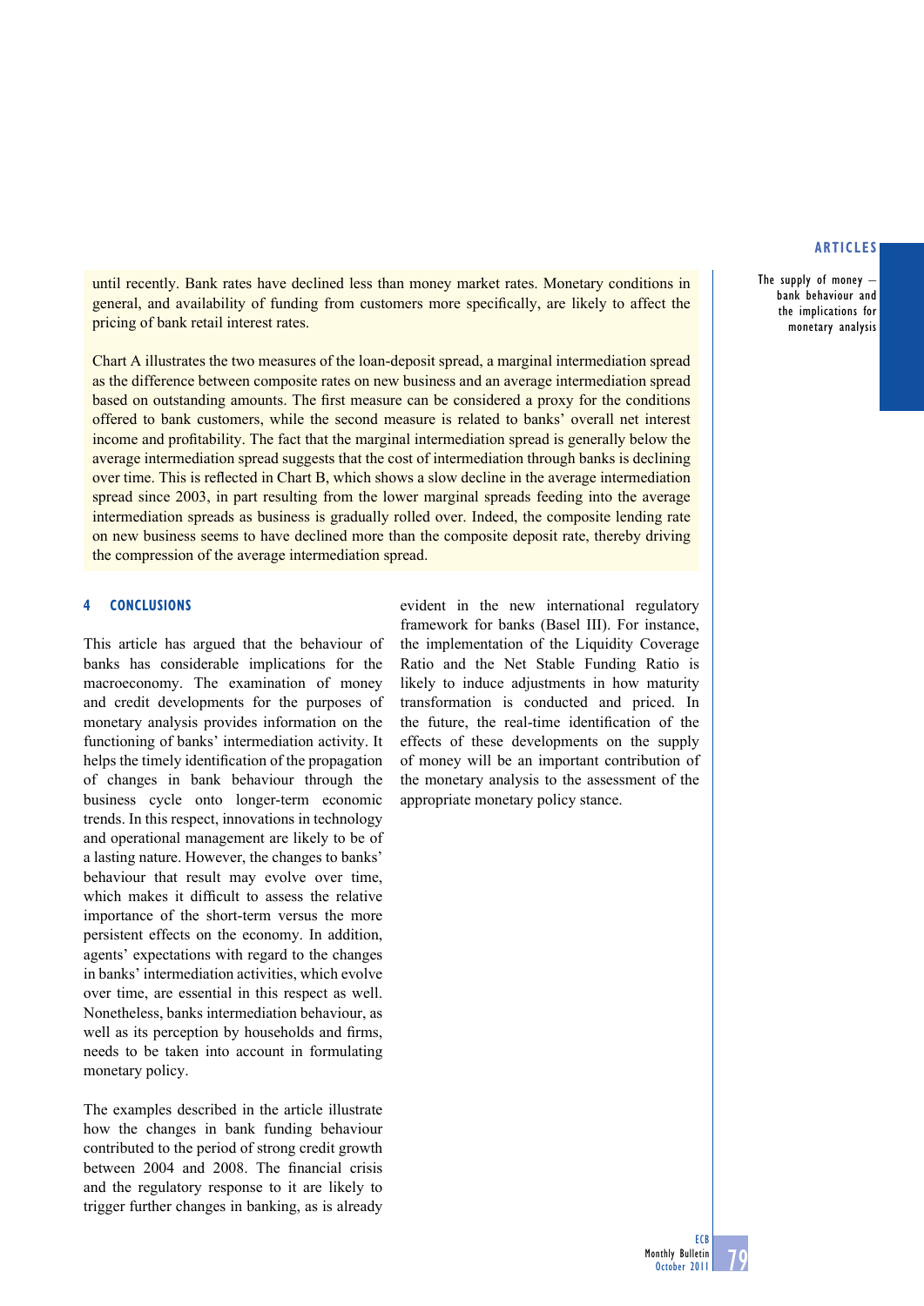until recently. Bank rates have declined less than money market rates. Monetary conditions in general, and availability of funding from customers more specifically, are likely to affect the pricing of bank retail interest rates.

Chart A illustrates the two measures of the loan-deposit spread, a marginal intermediation spread as the difference between composite rates on new business and an average intermediation spread based on outstanding amounts. The first measure can be considered a proxy for the conditions offered to bank customers, while the second measure is related to banks' overall net interest income and profitability. The fact that the marginal intermediation spread is generally below the average intermediation spread suggests that the cost of intermediation through banks is declining over time. This is reflected in Chart B, which shows a slow decline in the average intermediation spread since 2003, in part resulting from the lower marginal spreads feeding into the average intermediation spreads as business is gradually rolled over. Indeed, the composite lending rate on new business seems to have declined more than the composite deposit rate, thereby driving the compression of the average intermediation spread.

## 4 CONCLUSIONS

This article has argued that the behaviour of banks has considerable implications for the macroeconomy. The examination of money and credit developments for the purposes of monetary analysis provides information on the functioning of banks' intermediation activity. It helps the timely identification of the propagation of changes in bank behaviour through the business cycle onto longer-term economic trends. In this respect, innovations in technology and operational management are likely to be of a lasting nature. However, the changes to banks' behaviour that result may evolve over time, which makes it difficult to assess the relative importance of the short-term versus the more persistent effects on the economy. In addition, agents' expectations with regard to the changes in banks' intermediation activities, which evolve over time, are essential in this respect as well. Nonetheless, banks intermediation behaviour, as well as its perception by households and firms, needs to be taken into account in formulating monetary policy.

The examples described in the article illustrate how the changes in bank funding behaviour contributed to the period of strong credit growth between 2004 and 2008. The financial crisis and the regulatory response to it are likely to trigger further changes in banking, as is already evident in the new international regulatory framework for banks (Basel III). For instance, the implementation of the Liquidity Coverage Ratio and the Net Stable Funding Ratio is likely to induce adjustments in how maturity transformation is conducted and priced. In the future, the real-time identification of the effects of these developments on the supply of money will be an important contribution of the monetary analysis to the assessment of the appropriate monetary policy stance.